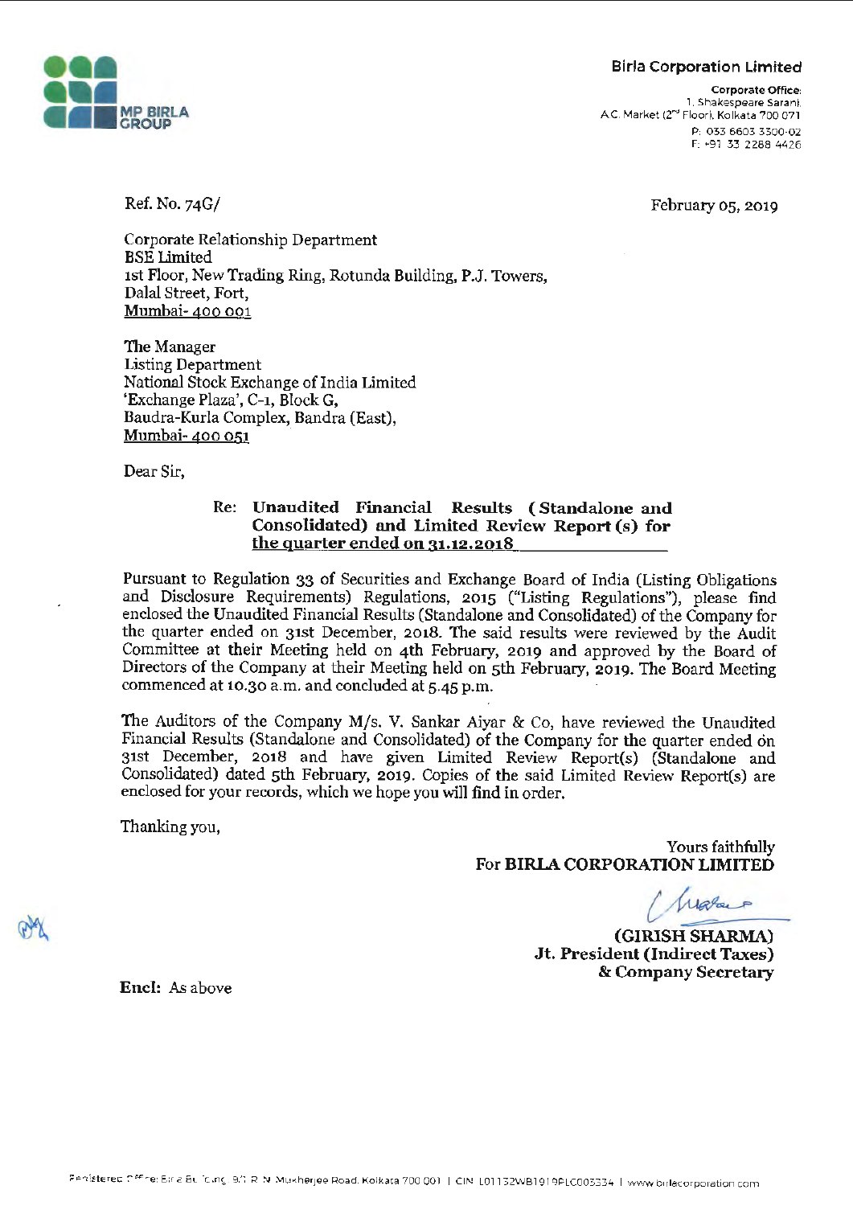**Birla Corporation Limited**

Corporate Office:
1, Shakespeare Sarani,
A.C. Market (2nd Floor), Kolkata 700 071
P: 033 6603 3300-02
F: +91 33 2288 4426

Ref. No. 74G/

February 05, 2019

Corporate Relationship Department
BSE Limited
1st Floor, New Trading Ring, Rotunda Building, P.J. Towers,
Dalal Street, Fort,
Mumbai- 400 001

The Manager
Listing Department
National Stock Exchange of India Limited
'Exchange Plaza', C-1, Block G,
Baudra-Kurla Complex, Bandra (East),
Mumbai- 400 051

Dear Sir,

**Re: Unaudited Financial Results (Standalone and Consolidated) and Limited Review Report (s) for the quarter ended on 31.12.2018**

Pursuant to Regulation 33 of Securities and Exchange Board of India (Listing Obligations and Disclosure Requirements) Regulations, 2015 ("Listing Regulations"), please find enclosed the Unaudited Financial Results (Standalone and Consolidated) of the Company for the quarter ended on 31st December, 2018. The said results were reviewed by the Audit Committee at their Meeting held on 4th February, 2019 and approved by the Board of Directors of the Company at their Meeting held on 5th February, 2019. The Board Meeting commenced at 10.30 a.m. and concluded at 5.45 p.m.

The Auditors of the Company M/s. V. Sankar Aiyar & Co, have reviewed the Unaudited Financial Results (Standalone and Consolidated) of the Company for the quarter ended on 31st December, 2018 and have given Limited Review Report(s) (Standalone and Consolidated) dated 5th February, 2019. Copies of the said Limited Review Report(s) are enclosed for your records, which we hope you will find in order.

Thanking you,

Yours faithfully
For **BIRLA CORPORATION LIMITED**

**(GIRISH SHARMA)**
**Jt. President (Indirect Taxes)**
**& Company Secretary**

**Encl:** As above

Registered Office: Birla Building, 9/1 R. N. Mukherjee Road, Kolkata 700 001 | CIN: L01132WB1919PLC003334 | www.birlacorporation.com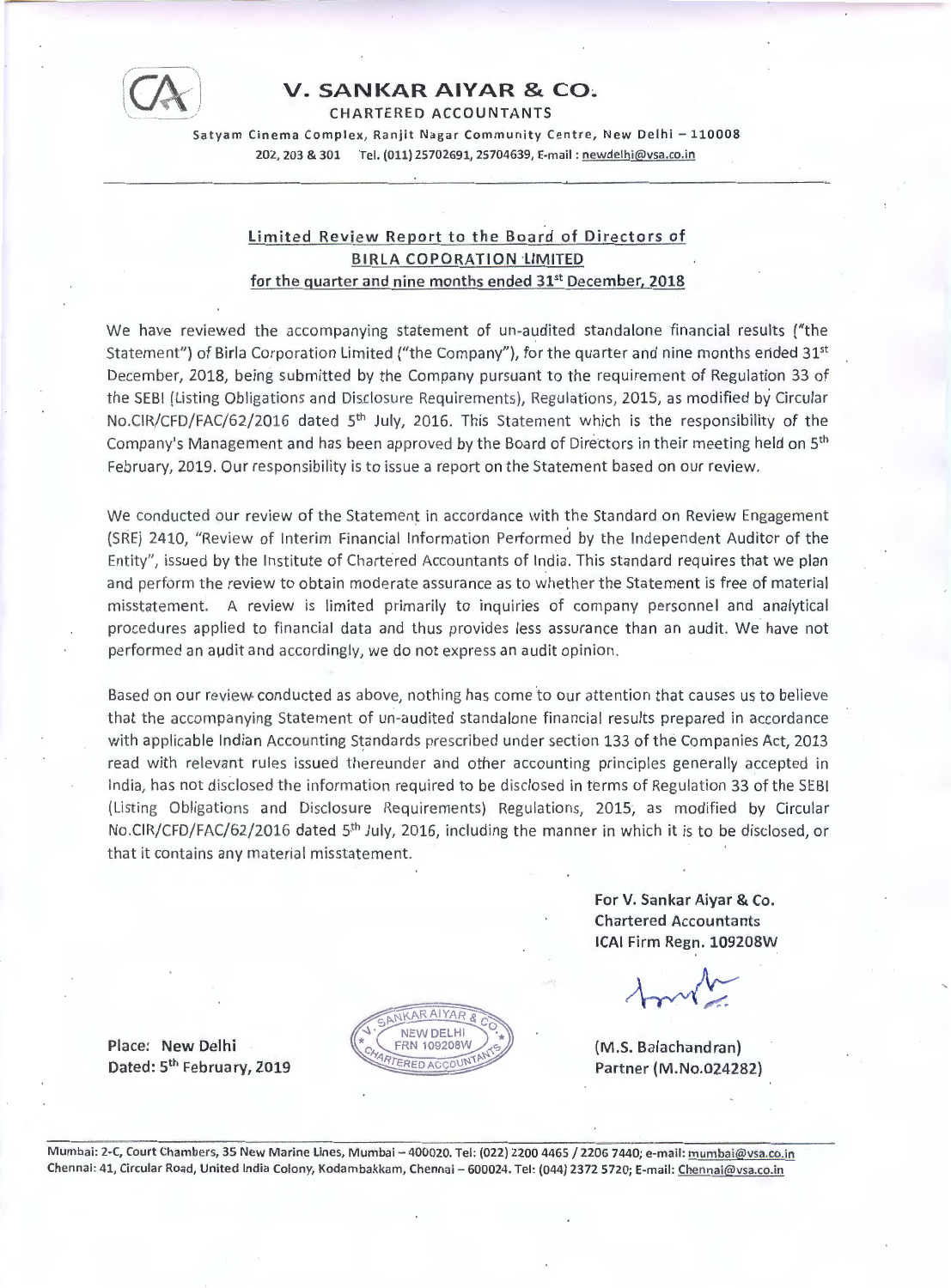# V. SANKAR AIYAR & CO.

CHARTERED ACCOUNTANTS

Satyam Cinema Complex, Ranjit Nagar Community Centre, New Delhi – 110008

202, 203 & 301 Tel. (011) 25702691, 25704639, E-mail : newdelhi@vsa.co.in

---

## Limited Review Report to the Board of Directors of BIRLA COPORATION LIMITED for the quarter and nine months ended 31st December, 2018

We have reviewed the accompanying statement of un-audited standalone financial results ("the Statement") of Birla Corporation Limited ("the Company"), for the quarter and nine months ended 31st December, 2018, being submitted by the Company pursuant to the requirement of Regulation 33 of the SEBI (Listing Obligations and Disclosure Requirements), Regulations, 2015, as modified by Circular No.CIR/CFD/FAC/62/2016 dated 5th July, 2016. This Statement which is the responsibility of the Company's Management and has been approved by the Board of Directors in their meeting held on 5th February, 2019. Our responsibility is to issue a report on the Statement based on our review.

We conducted our review of the Statement in accordance with the Standard on Review Engagement (SRE) 2410, "Review of Interim Financial Information Performed by the Independent Auditor of the Entity", issued by the Institute of Chartered Accountants of India. This standard requires that we plan and perform the review to obtain moderate assurance as to whether the Statement is free of material misstatement. A review is limited primarily to inquiries of company personnel and analytical procedures applied to financial data and thus provides less assurance than an audit. We have not performed an audit and accordingly, we do not express an audit opinion.

Based on our review conducted as above, nothing has come to our attention that causes us to believe that the accompanying Statement of un-audited standalone financial results prepared in accordance with applicable Indian Accounting Standards prescribed under section 133 of the Companies Act, 2013 read with relevant rules issued thereunder and other accounting principles generally accepted in India, has not disclosed the information required to be disclosed in terms of Regulation 33 of the SEBI (Listing Obligations and Disclosure Requirements) Regulations, 2015, as modified by Circular No.CIR/CFD/FAC/62/2016 dated 5th July, 2016, including the manner in which it is to be disclosed, or that it contains any material misstatement.

**For V. Sankar Aiyar & Co.**
**Chartered Accountants**
**ICAI Firm Regn. 109208W**

V. SANKAR AIYAR & CO. NEW DELHI FRN 109208W CHARTERED ACCOUNTANTS

**Place: New Delhi**
**Dated: 5th February, 2019**

**(M.S. Balachandran)**
**Partner (M.No.024282)**

---

Mumbai: 2-C, Court Chambers, 35 New Marine Lines, Mumbai – 400020. Tel: (022) 2200 4465 / 2206 7440; e-mail: mumbai@vsa.co.in
Chennai: 41, Circular Road, United India Colony, Kodambakkam, Chennai – 600024. Tel: (044) 2372 5720; E-mail: Chennai@vsa.co.in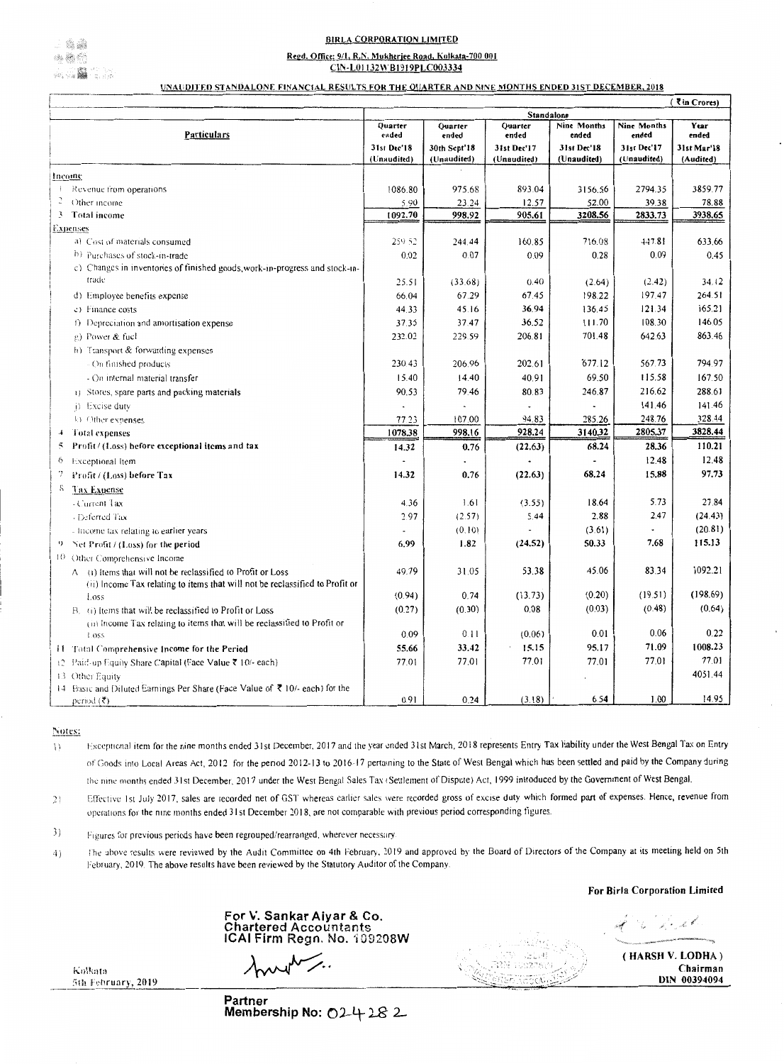**BIRLA CORPORATION LIMITED**

**Regd. Office: 9/1, R.N. Mukherjee Road, Kolkata-700 001**

**CIN-L01132WB1919PLC003334**

**UNAUDITED STANDALONE FINANCIAL RESULTS FOR THE QUARTER AND NINE MONTHS ENDED 31ST DECEMBER, 2018**

(₹ in Crores)

| Particulars | Standalone | | | | | |
|---|---|---|---|---|---|---|
| | Quarter ended | Quarter ended | Quarter ended | Nine Months ended | Nine Months ended | Year ended |
| | 31st Dec'18 | 30th Sept'18 | 31st Dec'17 | 31st Dec'18 | 31st Dec'17 | 31st Mar'18 |
| | (Unaudited) | (Unaudited) | (Unaudited) | (Unaudited) | (Unaudited) | (Audited) |
| **Income** | | | | | | |
| 1 Revenue from operations | 1086.80 | 975.68 | 893.04 | 3156.56 | 2794.35 | 3859.77 |
| 2 Other income | 5.90 | 23.24 | 12.57 | 52.00 | 39.38 | 78.88 |
| 3 **Total income** | **1092.70** | **998.92** | **905.61** | **3208.56** | **2833.73** | **3938.65** |
| **Expenses** | | | | | | |
| a) Cost of materials consumed | 259.52 | 244.44 | 160.85 | 716.08 | 447.81 | 633.66 |
| b) Purchases of stock-in-trade | 0.02 | 0.07 | 0.09 | 0.28 | 0.09 | 0.45 |
| c) Changes in inventories of finished goods, work-in-progress and stock-in-trade | 25.51 | (33.68) | 0.40 | (2.64) | (2.42) | 34.12 |
| d) Employee benefits expense | 66.04 | 67.29 | 67.45 | 198.22 | 197.47 | 264.51 |
| e) Finance costs | 44.33 | 45.16 | 36.94 | 136.45 | 121.34 | 165.21 |
| f) Depreciation and amortisation expense | 37.35 | 37.47 | 36.52 | 111.70 | 108.30 | 146.05 |
| g) Power & fuel | 232.02 | 229.59 | 206.81 | 701.48 | 642.63 | 863.46 |
| h) Transport & forwarding expenses | | | | | | |
| - On finished products | 230.43 | 206.96 | 202.61 | 677.12 | 567.73 | 794.97 |
| - On internal material transfer | 15.40 | 14.40 | 40.91 | 69.50 | 115.58 | 167.50 |
| i) Stores, spare parts and packing materials | 90.53 | 79.46 | 80.83 | 246.87 | 216.62 | 288.61 |
| j) Excise duty | - | - | - | - | 141.46 | 141.46 |
| k) Other expenses | 77.23 | 107.00 | 94.83 | 285.26 | 248.76 | 328.44 |
| 4 **Total expenses** | **1078.38** | **998.16** | **928.24** | **3140.32** | **2805.37** | **3828.44** |
| 5 **Profit / (Loss) before exceptional items and tax** | **14.32** | **0.76** | **(22.63)** | **68.24** | **28.36** | **110.21** |
| 6 Exceptional Item | - | - | - | - | 12.48 | 12.48 |
| 7 **Profit / (Loss) before Tax** | **14.32** | **0.76** | **(22.63)** | **68.24** | **15.88** | **97.73** |
| 8 **Tax Expense** | | | | | | |
| - Current Tax | 4.36 | 1.61 | (3.55) | 18.64 | 5.73 | 27.84 |
| - Deferred Tax | 2.97 | (2.57) | 5.44 | 2.88 | 2.47 | (24.43) |
| - Income tax relating to earlier years | - | (0.10) | - | (3.61) | - | (20.81) |
| 9 **Net Profit / (Loss) for the period** | **6.99** | **1.82** | **(24.52)** | **50.33** | **7.68** | **115.13** |
| 10 Other Comprehensive Income | | | | | | |
| A (i) Items that will not be reclassified to Profit or Loss | 49.79 | 31.05 | 53.38 | 45.06 | 83.34 | 1092.21 |
| (ii) Income Tax relating to items that will not be reclassified to Profit or Loss | (0.94) | 0.74 | (13.73) | (0.20) | (19.51) | (198.69) |
| B (i) Items that will be reclassified to Profit or Loss | (0.27) | (0.30) | 0.08 | (0.03) | (0.48) | (0.64) |
| (ii) Income Tax relating to items that will be reclassified to Profit or Loss | 0.09 | 0.11 | (0.06) | 0.01 | 0.06 | 0.22 |
| 11 **Total Comprehensive Income for the Period** | **55.66** | **33.42** | **15.15** | **95.17** | **71.09** | **1008.23** |
| 12 Paid-up Equity Share Capital (Face Value ₹ 10/- each) | 77.01 | 77.01 | 77.01 | 77.01 | 77.01 | 77.01 |
| 13 Other Equity | | | | | | 4051.44 |
| 14 Basic and Diluted Earnings Per Share (Face Value of ₹ 10/- each) for the period (₹) | 0.91 | 0.24 | (3.18) | 6.54 | 1.00 | 14.95 |

**Notes:**

1) Exceptional item for the nine months ended 31st December, 2017 and the year ended 31st March, 2018 represents Entry Tax liability under the West Bengal Tax on Entry of Goods into Local Areas Act, 2012 for the period 2012-13 to 2016-17 pertaining to the State of West Bengal which has been settled and paid by the Company during the nine months ended 31st December, 2017 under the West Bengal Sales Tax (Settlement of Dispute) Act, 1999 introduced by the Government of West Bengal.

2) Effective 1st July 2017, sales are recorded net of GST whereas earlier sales were recorded gross of excise duty which formed part of expenses. Hence, revenue from operations for the nine months ended 31st December 2018, are not comparable with previous period corresponding figures.

3) Figures for previous periods have been regrouped/rearranged, wherever necessary.

4) The above results were reviewed by the Audit Committee on 4th February, 2019 and approved by the Board of Directors of the Company at its meeting held on 5th February, 2019. The above results have been reviewed by the Statutory Auditor of the Company.

**For V. Sankar Aiyar & Co.**
**Chartered Accountants**
**ICAI Firm Regn. No. 109208W**

**Partner**
**Membership No: 024282**

Kolkata
5th February, 2019

**For Birla Corporation Limited**

**(HARSH V. LODHA)**
**Chairman**
**DIN 00394094**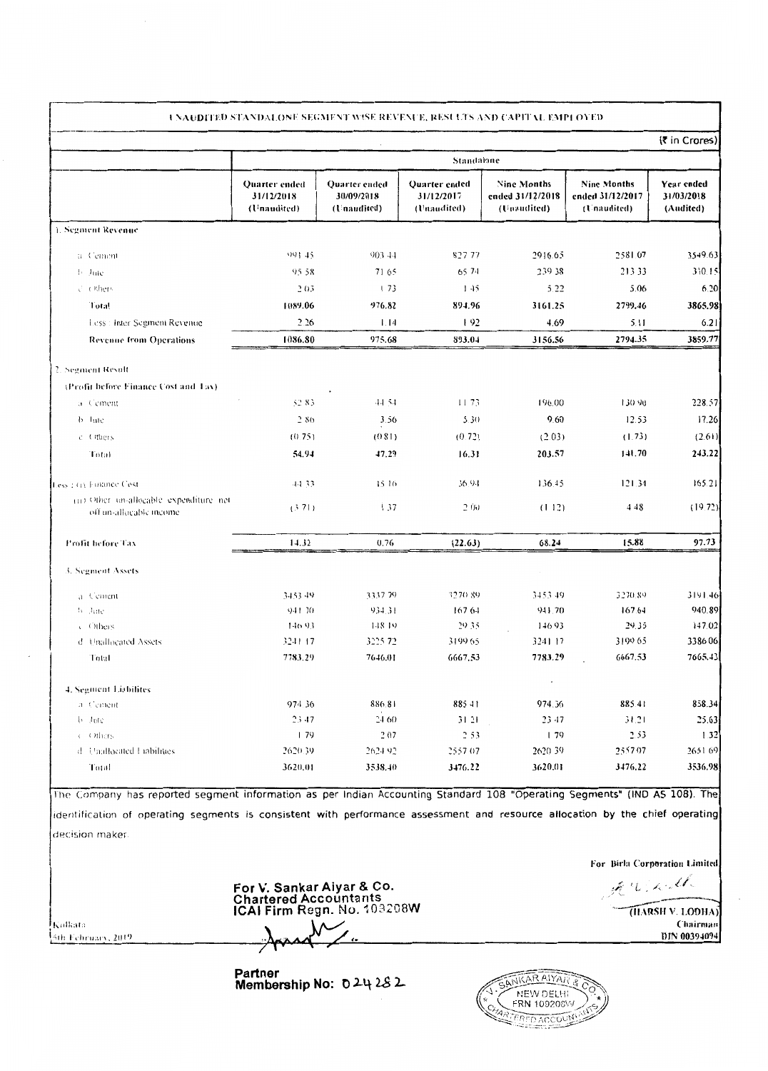## UNAUDITED STANDALONE SEGMENT WISE REVENUE, RESULTS AND CAPITAL EMPLOYED

(₹ in Crores)

| | Standalone | | | | | |
|---|---|---|---|---|---|---|
| | Quarter ended 31/12/2018 (Unaudited) | Quarter ended 30/09/2018 (Unaudited) | Quarter ended 31/12/2017 (Unaudited) | Nine Months ended 31/12/2018 (Unaudited) | Nine Months ended 31/12/2017 (Unaudited) | Year ended 31/03/2018 (Audited) |
| **1. Segment Revenue** | | | | | | |
| a Cement | 991.45 | 903.44 | 827.77 | 2916.65 | 2581.07 | 3549.63 |
| b Jute | 95.58 | 71.65 | 65.74 | 239.38 | 213.33 | 310.15 |
| c Others | 2.03 | 1.73 | 1.45 | 5.22 | 5.06 | 6.20 |
| **Total** | **1089.06** | **976.82** | **894.96** | **3161.25** | **2799.46** | **3865.98** |
| Less : Inter Segment Revenue | 2.26 | 1.14 | 1.92 | 4.69 | 5.11 | 6.21 |
| **Revenue from Operations** | **1086.80** | **975.68** | **893.04** | **3156.56** | **2794.35** | **3859.77** |
| **2. Segment Result** | | | | | | |
| (Profit before Finance Cost and Tax) | | | | | | |
| a Cement | 52.83 | 44.54 | 11.73 | 196.00 | 130.90 | 228.57 |
| b Jute | 2.86 | 3.56 | 5.30 | 9.60 | 12.53 | 17.26 |
| c Others | (0.75) | (0.81) | (0.72) | (2.03) | (1.73) | (2.61) |
| **Total** | **54.94** | **47.29** | **16.31** | **203.57** | **141.70** | **243.22** |
| Less : (i) Finance Cost | 44.33 | 45.16 | 36.94 | 136.45 | 121.34 | 165.21 |
| (ii) Other un-allocable expenditure net off un-allocable income | (3.71) | 1.37 | 2.00 | (1.12) | 4.48 | (19.72) |
| **Profit before Tax** | **14.32** | **0.76** | **(22.63)** | **68.24** | **15.88** | **97.73** |
| **3. Segment Assets** | | | | | | |
| a Cement | 3453.49 | 3337.79 | 3270.89 | 3453.49 | 3270.89 | 3191.46 |
| b Jute | 941.70 | 934.31 | 167.64 | 941.70 | 167.64 | 940.89 |
| c Others | 146.93 | 148.19 | 29.35 | 146.93 | 29.35 | 147.02 |
| d Unallocated Assets | 3241.17 | 3225.72 | 3199.65 | 3241.17 | 3199.65 | 3386.06 |
| **Total** | **7783.29** | **7646.01** | **6667.53** | **7783.29** | **6667.53** | **7665.43** |
| **4. Segment Liabilites** | | | | | | |
| a Cement | 974.36 | 886.81 | 885.41 | 974.36 | 885.41 | 858.34 |
| b Jute | 23.47 | 24.60 | 31.21 | 23.47 | 31.21 | 25.63 |
| c Others | 1.79 | 2.07 | 2.53 | 1.79 | 2.53 | 1.32 |
| d Unallocated Liabilities | 2620.39 | 2624.92 | 2557.07 | 2620.39 | 2557.07 | 2651.69 |
| **Total** | **3620.01** | **3538.40** | **3476.22** | **3620.01** | **3476.22** | **3536.98** |

The Company has reported segment information as per Indian Accounting Standard 108 "Operating Segments" (IND AS 108). The identification of operating segments is consistent with performance assessment and resource allocation by the chief operating decision maker.

For Birla Corporation Limited

(HARSH V. LODHA)
Chairman
DIN 00394094

**For V. Sankar Aiyar & Co.**
**Chartered Accountants**
**ICAI Firm Regn. No. 109208W**

**Partner**
**Membership No: 024282**

Kolkata
5th February, 2019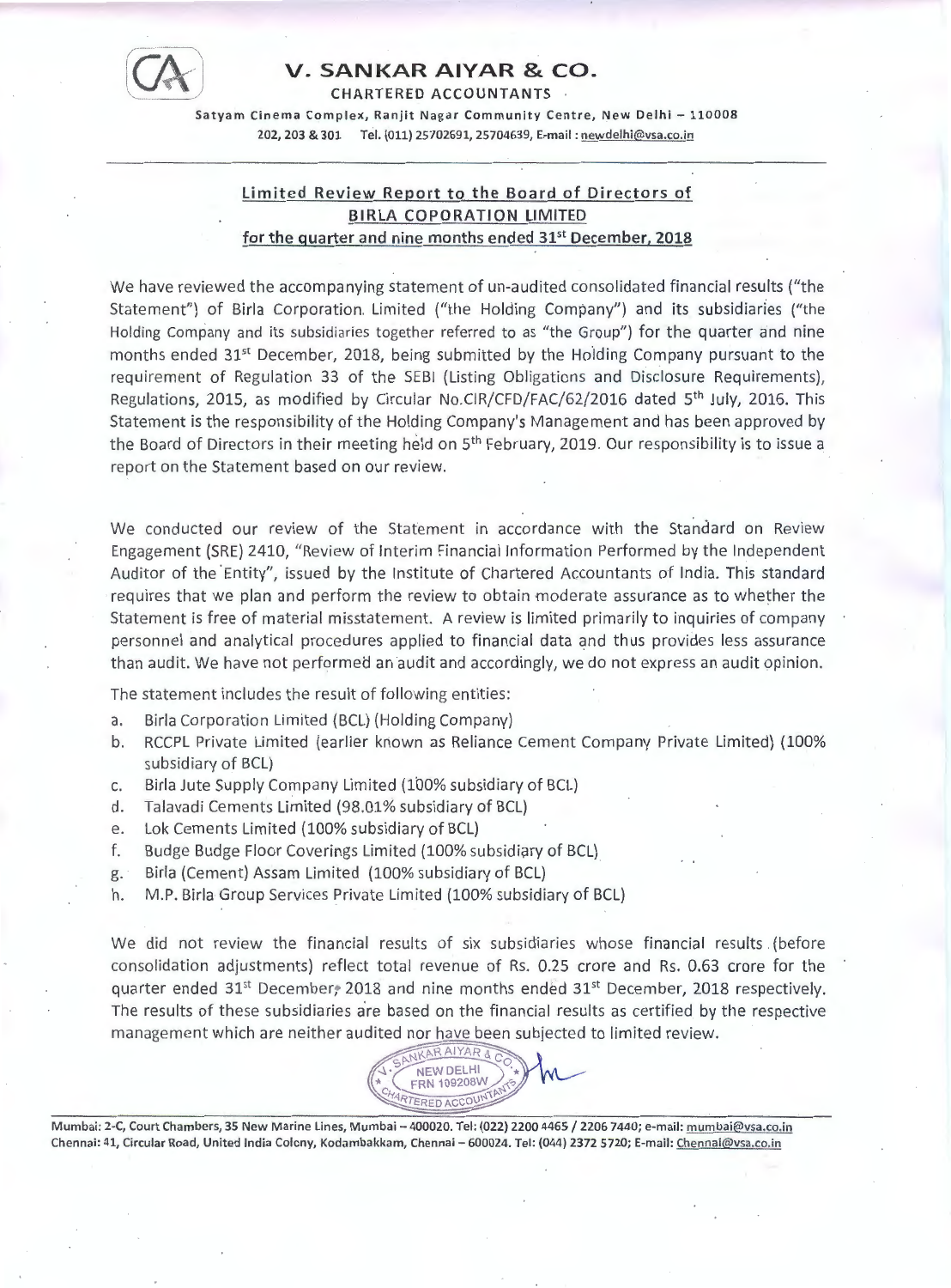# V. SANKAR AIYAR & CO.

CHARTERED ACCOUNTANTS

Satyam Cinema Complex, Ranjit Nagar Community Centre, New Delhi – 110008
202, 203 & 301 Tel. (011) 25702691, 25704639, E-mail : newdelhi@vsa.co.in

## Limited Review Report to the Board of Directors of BIRLA COPORATION LIMITED for the quarter and nine months ended 31st December, 2018

We have reviewed the accompanying statement of un-audited consolidated financial results ("the Statement") of Birla Corporation Limited ("the Holding Company") and its subsidiaries ("the Holding Company and its subsidiaries together referred to as "the Group") for the quarter and nine months ended 31st December, 2018, being submitted by the Holding Company pursuant to the requirement of Regulation 33 of the SEBI (Listing Obligations and Disclosure Requirements), Regulations, 2015, as modified by Circular No.CIR/CFD/FAC/62/2016 dated 5th July, 2016. This Statement is the responsibility of the Holding Company's Management and has been approved by the Board of Directors in their meeting held on 5th February, 2019. Our responsibility is to issue a report on the Statement based on our review.

We conducted our review of the Statement in accordance with the Standard on Review Engagement (SRE) 2410, "Review of Interim Financial Information Performed by the Independent Auditor of the Entity", issued by the Institute of Chartered Accountants of India. This standard requires that we plan and perform the review to obtain moderate assurance as to whether the Statement is free of material misstatement. A review is limited primarily to inquiries of company personnel and analytical procedures applied to financial data and thus provides less assurance than audit. We have not performed an audit and accordingly, we do not express an audit opinion.

The statement includes the result of following entities:

a. Birla Corporation Limited (BCL) (Holding Company)
b. RCCPL Private Limited (earlier known as Reliance Cement Company Private Limited) (100% subsidiary of BCL)
c. Birla Jute Supply Company Limited (100% subsidiary of BCL)
d. Talavadi Cements Limited (98.01% subsidiary of BCL)
e. Lok Cements Limited (100% subsidiary of BCL)
f. Budge Budge Floor Coverings Limited (100% subsidiary of BCL)
g. Birla (Cement) Assam Limited (100% subsidiary of BCL)
h. M.P. Birla Group Services Private Limited (100% subsidiary of BCL)

We did not review the financial results of six subsidiaries whose financial results (before consolidation adjustments) reflect total revenue of Rs. 0.25 crore and Rs. 0.63 crore for the quarter ended 31st December, 2018 and nine months ended 31st December, 2018 respectively. The results of these subsidiaries are based on the financial results as certified by the respective management which are neither audited nor have been subjected to limited review.

Mumbai: 2-C, Court Chambers, 35 New Marine Lines, Mumbai – 400020. Tel: (022) 2200 4465 / 2206 7440; e-mail: mumbai@vsa.co.in
Chennai: 41, Circular Road, United India Colony, Kodambakkam, Chennai – 600024. Tel: (044) 2372 5720; E-mail: Chennai@vsa.co.in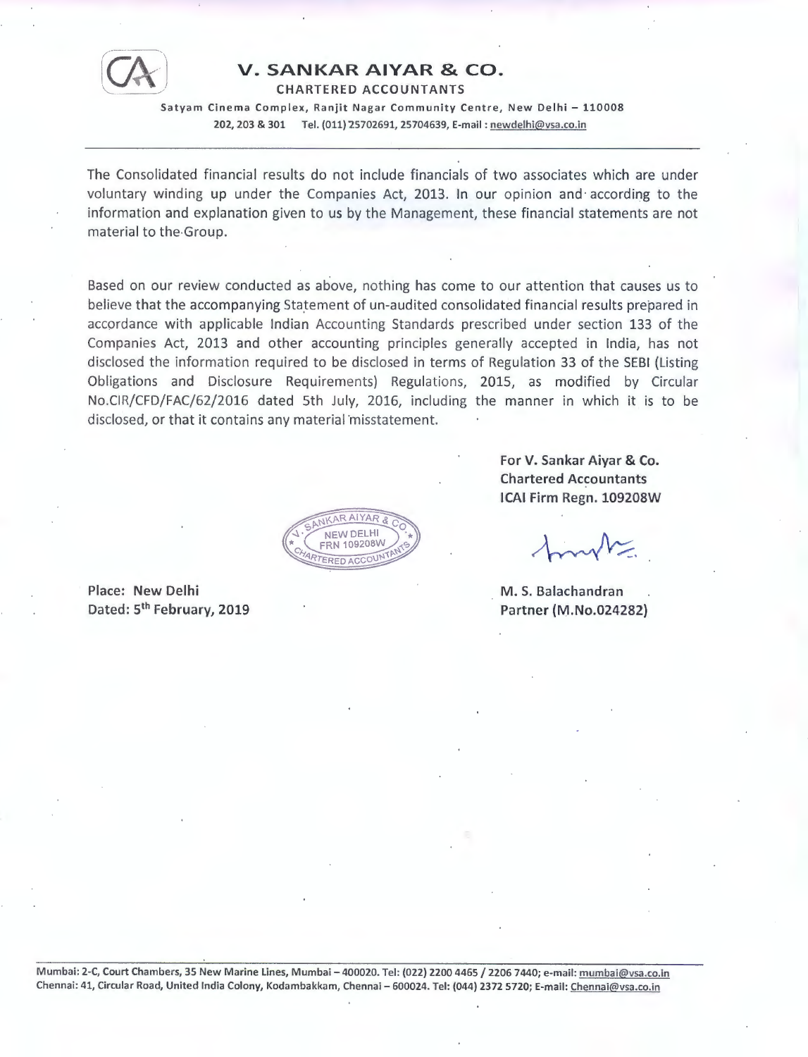The Consolidated financial results do not include financials of two associates which are under voluntary winding up under the Companies Act, 2013. In our opinion and according to the information and explanation given to us by the Management, these financial statements are not material to the Group.

Based on our review conducted as above, nothing has come to our attention that causes us to believe that the accompanying Statement of un-audited consolidated financial results prepared in accordance with applicable Indian Accounting Standards prescribed under section 133 of the Companies Act, 2013 and other accounting principles generally accepted in India, has not disclosed the information required to be disclosed in terms of Regulation 33 of the SEBI (Listing Obligations and Disclosure Requirements) Regulations, 2015, as modified by Circular No.CIR/CFD/FAC/62/2016 dated 5th July, 2016, including the manner in which it is to be disclosed, or that it contains any material misstatement.

**For V. Sankar Aiyar & Co.**
**Chartered Accountants**
**ICAI Firm Regn. 109208W**

**M. S. Balachandran**
**Partner (M.No.024282)**

**Place: New Delhi**
**Dated: 5th February, 2019**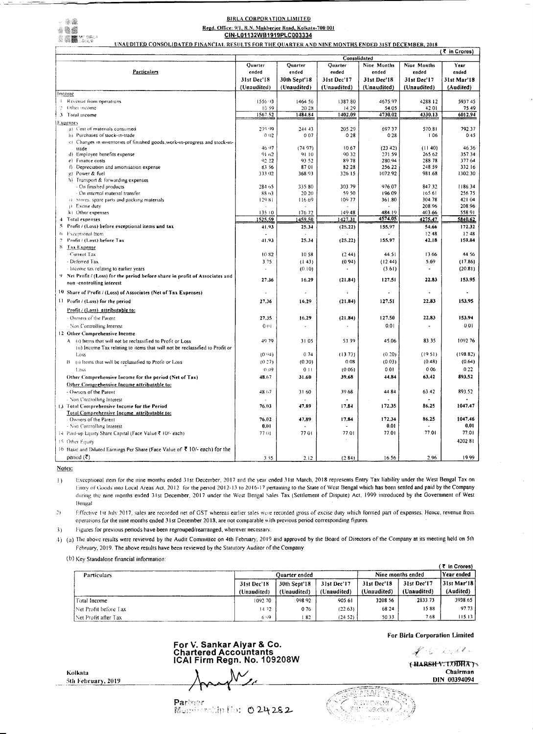# BIRLA CORPORATION LIMITED

**Regd. Office: 9/1, R.N. Mukherjee Road, Kolkata-700 001**

**CIN-L01132WB1919PLC003334**

**UNAUDITED CONSOLIDATED FINANCIAL RESULTS FOR THE QUARTER AND NINE MONTHS ENDED 31ST DECEMBER, 2018**

(₹ in Crores)

| Particulars | Consolidated | | | | | |
|---|---|---|---|---|---|---|
| | Quarter ended 31st Dec'18 (Unaudited) | Quarter ended 30th Sept'18 (Unaudited) | Quarter ended 31st Dec'17 (Unaudited) | Nine Months ended 31st Dec'18 (Unaudited) | Nine Months ended 31st Dec'17 (Unaudited) | Year ended 31st Mar'18 (Audited) |
| **Income** | | | | | | |
| 1 Revenue from operations | 1556.93 | 1464.56 | 1387.80 | 4675.97 | 4288.12 | 5937.45 |
| 2 Other income | 10.59 | 20.28 | 14.29 | 54.05 | 42.01 | 75.49 |
| 3 Total income | 1567.52 | 1484.84 | 1402.09 | 4730.02 | 4330.13 | 6012.94 |
| **Expenses** | | | | | | |
| a) Cost of materials consumed | 239.09 | 244.43 | 205.29 | 697.37 | 570.81 | 792.37 |
| b) Purchases of stock-in-trade | 0.02 | 0.07 | 0.28 | 0.28 | 1.06 | 0.45 |
| c) Changes in inventories of finished goods, work-in-progress and stock-in-trade | 46.97 | (74.97) | 10.67 | (23.42) | (11.40) | 46.36 |
| d) Employee benefits expense | 91.62 | 91.10 | 90.32 | 271.59 | 265.62 | 357.34 |
| e) Finance costs | 92.22 | 93.52 | 89.78 | 280.94 | 288.78 | 377.64 |
| f) Depreciation and amortisation expense | 83.56 | 87.01 | 82.28 | 256.22 | 248.59 | 332.16 |
| g) Power & fuel | 333.02 | 368.93 | 326.15 | 1072.92 | 981.68 | 1302.30 |
| h) Transport & forwarding expenses | | | | | | |
| - On finished products | 284.65 | 335.80 | 303.79 | 976.07 | 847.32 | 1186.34 |
| - On internal material transfer | 88.63 | 20.20 | 59.50 | 196.09 | 165.61 | 256.75 |
| i) Stores, spare parts and packing materials | 129.81 | 116.69 | 109.77 | 361.80 | 304.78 | 421.04 |
| j) Excise duty | - | - | - | - | 208.96 | 208.96 |
| k) Other expenses | 135.10 | 176.72 | 149.48 | 484.19 | 403.66 | 558.91 |
| 4 Total expenses | 1525.59 | 1459.50 | 1427.31 | 4574.05 | 4275.47 | 5840.62 |
| **5 Profit / (Loss) before exceptional items and tax** | 41.93 | 25.34 | (25.22) | 155.97 | 54.66 | 172.32 |
| 6 Exceptional Item | - | - | - | - | 12.48 | 12.48 |
| 7 Profit / (Loss) before Tax | 41.93 | 25.34 | (25.22) | 155.97 | 42.18 | 159.84 |
| 8 Tax Expense | | | | | | |
| - Current Tax | 10.82 | 10.58 | (2.44) | 44.51 | 13.66 | 44.56 |
| - Deferred Tax | 3.75 | (1.43) | (0.94) | (12.44) | 5.69 | (17.86) |
| - Income tax relating to earlier years | - | (0.10) | - | (3.61) | - | (20.81) |
| **9 Net Profit / (Loss) for the period before share in profit of Associates and non-controlling interest** | 27.36 | 16.29 | (21.84) | 127.51 | 22.83 | 153.95 |
| **10 Share of Profit / (Loss) of Associates (Net of Tax Expenses)** | - | - | - | - | - | - |
| **11 Profit / (Loss) for the period** | 27.36 | 16.29 | (21.84) | 127.51 | 22.83 | 153.95 |
| Profit / (Loss) attributable to: | | | | | | |
| - Owners of the Parent | 27.35 | 16.29 | (21.84) | 127.50 | 22.83 | 153.94 |
| - Non Controlling Interest | 0.01 | - | - | 0.01 | - | 0.01 |
| **12 Other Comprehensive Income** | | | | | | |
| A (i) Items that will not be reclassified to Profit or Loss | 49.79 | 31.05 | 53.39 | 45.06 | 83.35 | 1092.76 |
| (ii) Income Tax relating to items that will not be reclassified to Profit or Loss | (0.94) | 0.74 | (13.73) | (0.20) | (19.51) | (198.82) |
| B (i) Items that will be reclassified to Profit or Loss | (0.27) | (0.30) | 0.08 | (0.03) | (0.48) | (0.64) |
| Loss | 0.09 | 0.11 | (0.06) | 0.01 | 0.06 | 0.22 |
| **Other Comprehensive Income for the period (Net of Tax)** | 48.67 | 31.60 | 39.68 | 44.84 | 63.42 | 893.52 |
| Other Comprehensive Income attributable to: | | | | | | |
| - Owners of the Parent | 48.67 | 31.60 | 39.68 | 44.84 | 63.42 | 893.52 |
| - Non Controlling Interest | - | - | - | - | - | - |
| **13 Total Comprehensive Income for the Period** | 76.03 | 47.89 | 17.84 | 172.35 | 86.25 | 1047.47 |
| Total Comprehensive Income attributable to: | | | | | | |
| - Owners of the Parent | 76.02 | 47.89 | 17.84 | 172.34 | 86.25 | 1047.46 |
| - Non Controlling Interest | 0.01 | - | - | 0.01 | - | 0.01 |
| 14 Paid-up Equity Share Capital (Face Value ₹ 10/- each) | 77.01 | 77.01 | 77.01 | 77.01 | 77.01 | 77.01 |
| 15 Other Equity | | | | | | 4202.81 |
| 16 Basic and Diluted Earnings Per Share (Face Value of ₹ 10/- each) for the period (₹) | 3.55 | 2.12 | (2.84) | 16.56 | 2.96 | 19.99 |

**Notes:**

1) Exceptional item for the nine months ended 31st December, 2017 and the year ended 31st March, 2018 represents Entry Tax liability under the West Bengal Tax on Entry of Goods into Local Areas Act, 2012 for the period 2012-13 to 2016-17 pertaining to the State of West Bengal which has been settled and paid by the Company during the nine months ended 31st December, 2017 under the West Bengal Sales Tax (Settlement of Dispute) Act, 1999 introduced by the Government of West Bengal.

2) Effective 1st July 2017, sales are recorded net of GST whereas earlier sales were recorded gross of excise duty which formed part of expenses. Hence, revenue from operations for the nine months ended 31st December 2018, are not comparable with previous period corresponding figures.

3) Figures for previous periods have been regrouped/rearranged, wherever necessary.

4) (a) The above results were reviewed by the Audit Committee on 4th February, 2019 and approved by the Board of Directors of the Company at its meeting held on 5th February, 2019. The above results have been reviewed by the Statutory Auditor of the Company.

(b) Key Standalone financial information:

(₹ in Crores)

| Particulars | Quarter ended | | | Nine months ended | | Year ended |
|---|---|---|---|---|---|---|
| | 31st Dec'18 (Unaudited) | 30th Sept'18 (Unaudited) | 31st Dec'17 (Unaudited) | 31st Dec'18 (Unaudited) | 31st Dec'17 (Unaudited) | 31st Mar'18 (Audited) |
| Total Income | 1092.70 | 998.92 | 905.61 | 3208.56 | 2833.73 | 3938.65 |
| Net Profit before Tax | 14.32 | 0.76 | (22.63) | 68.24 | 15.88 | 97.73 |
| Net Profit after Tax | 6.99 | 1.82 | (24.52) | 50.33 | 7.68 | 115.13 |

**For V. Sankar Aiyar & Co.**
**Chartered Accountants**
**ICAI Firm Regn. No. 109208W**

Partner
Membership No: 024282

Kolkata
5th February, 2019

**For Birla Corporation Limited**

(HARSH V. LODHA)
Chairman
DIN 00394094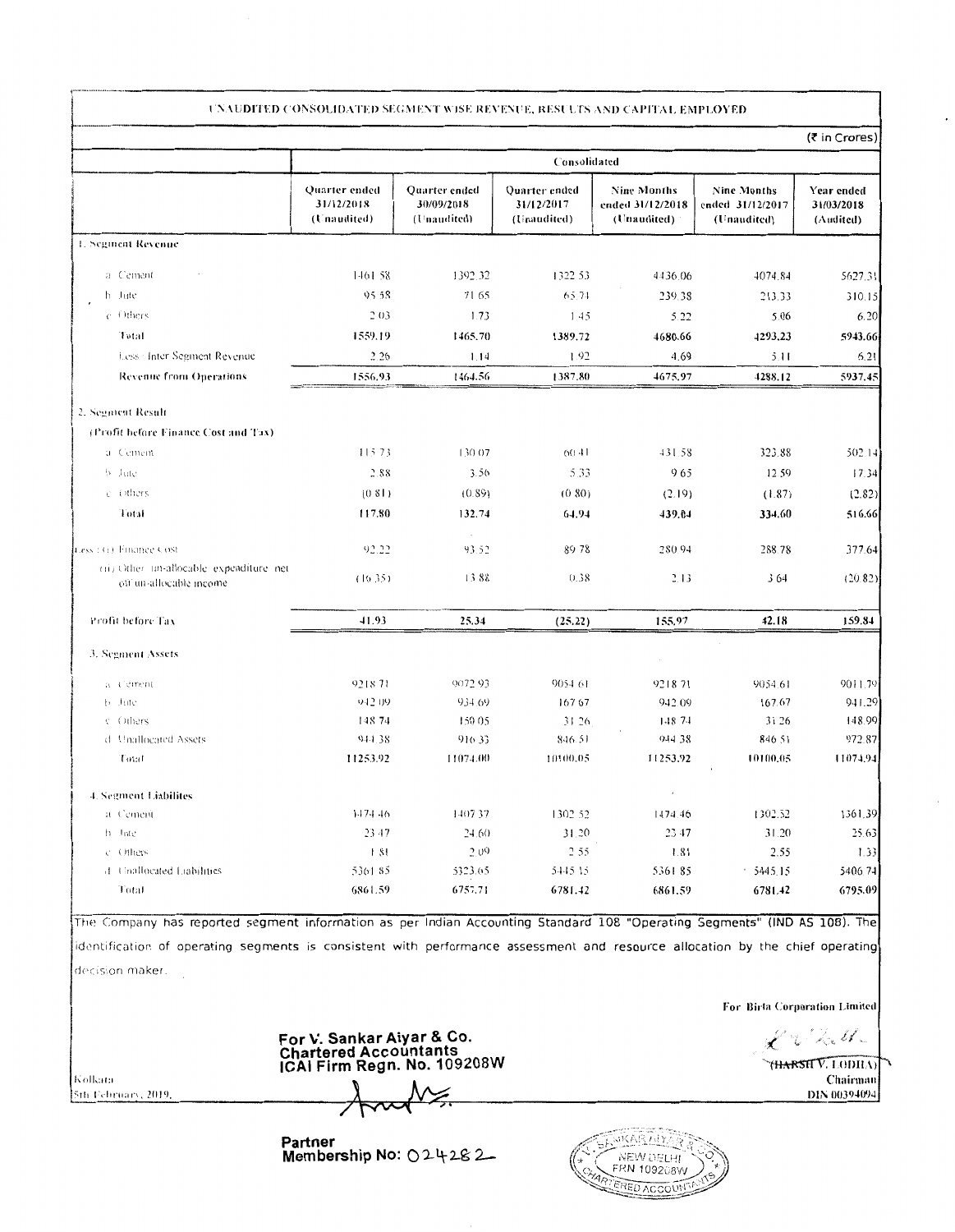## UNAUDITED CONSOLIDATED SEGMENT WISE REVENUE, RESULTS AND CAPITAL EMPLOYED

(₹ in Crores)

| | Consolidated | | | | | |
|---|---|---|---|---|---|---|
| | Quarter ended 31/12/2018 (Unaudited) | Quarter ended 30/09/2018 (Unaudited) | Quarter ended 31/12/2017 (Unaudited) | Nine Months ended 31/12/2018 (Unaudited) | Nine Months ended 31/12/2017 (Unaudited) | Year ended 31/03/2018 (Audited) |
| **1. Segment Revenue** | | | | | | |
| a Cement | 1461.58 | 1392.32 | 1322.53 | 4436.06 | 4074.84 | 5627.31 |
| b Jute | 95.58 | 71.65 | 65.74 | 239.38 | 213.33 | 310.15 |
| c Others | 2.03 | 1.73 | 1.45 | 5.22 | 5.06 | 6.20 |
| **Total** | **1559.19** | **1465.70** | **1389.72** | **4680.66** | **4293.23** | **5943.66** |
| Less : Inter Segment Revenue | 2.26 | 1.14 | 1.92 | 4.69 | 5.11 | 6.21 |
| **Revenue from Operations** | **1556.93** | **1464.56** | **1387.80** | **4675.97** | **4288.12** | **5937.45** |
| **2. Segment Result** | | | | | | |
| **(Profit before Finance Cost and Tax)** | | | | | | |
| a Cement | 115.73 | 130.07 | 60.41 | 431.58 | 323.88 | 502.14 |
| b Jute | 2.88 | 3.56 | 5.33 | 9.65 | 12.59 | 17.34 |
| c Others | (0.81) | (0.89) | (0.80) | (2.19) | (1.87) | (2.82) |
| **Total** | **117.80** | **132.74** | **64.94** | **439.04** | **334.60** | **516.66** |
| Less : (i) Finance Cost | 92.22 | 93.52 | 89.78 | 280.94 | 288.78 | 377.64 |
| (ii) Other un-allocable expenditure net off un-allocable income | (16.35) | 13.88 | 0.38 | 2.13 | 3.64 | (20.82) |
| **Profit before Tax** | **41.93** | **25.34** | **(25.22)** | **155.97** | **42.18** | **159.84** |
| **3. Segment Assets** | | | | | | |
| a Cement | 9218.71 | 9072.93 | 9054.61 | 9218.71 | 9054.61 | 9011.79 |
| b Jute | 942.09 | 934.69 | 167.67 | 942.09 | 167.67 | 941.29 |
| c Others | 148.74 | 150.05 | 31.26 | 148.74 | 31.26 | 148.99 |
| d Unallocated Assets | 944.38 | 916.33 | 846.51 | 944.38 | 846.51 | 972.87 |
| **Total** | **11253.92** | **11074.00** | **10100.05** | **11253.92** | **10100.05** | **11074.94** |
| **4. Segment Liabilites** | | | | | | |
| a Cement | 1474.46 | 1407.37 | 1302.52 | 1474.46 | 1302.52 | 1361.39 |
| b Jute | 23.47 | 24.60 | 31.20 | 23.47 | 31.20 | 25.63 |
| c Others | 1.81 | 2.09 | 2.55 | 1.81 | 2.55 | 1.33 |
| d Unallocated Liabilities | 5361.85 | 5323.65 | 5445.15 | 5361.85 | 5445.15 | 5406.74 |
| **Total** | **6861.59** | **6757.71** | **6781.42** | **6861.59** | **6781.42** | **6795.09** |

The Company has reported segment information as per Indian Accounting Standard 108 "Operating Segments" (IND AS 108). The identification of operating segments is consistent with performance assessment and resource allocation by the chief operating decision maker.

**For Birla Corporation Limited**

**HARSH V. LODHA**
**Chairman**
**DIN 00394094**

**For V. Sankar Aiyar & Co.**
**Chartered Accountants**
**ICAI Firm Regn. No. 109208W**

Kolkata
5th February, 2019.

**Partner**
**Membership No: 024282**

V. SANKAR AIYAR & CO. NEW DELHI FRN 109208W CHARTERED ACCOUNTANTS